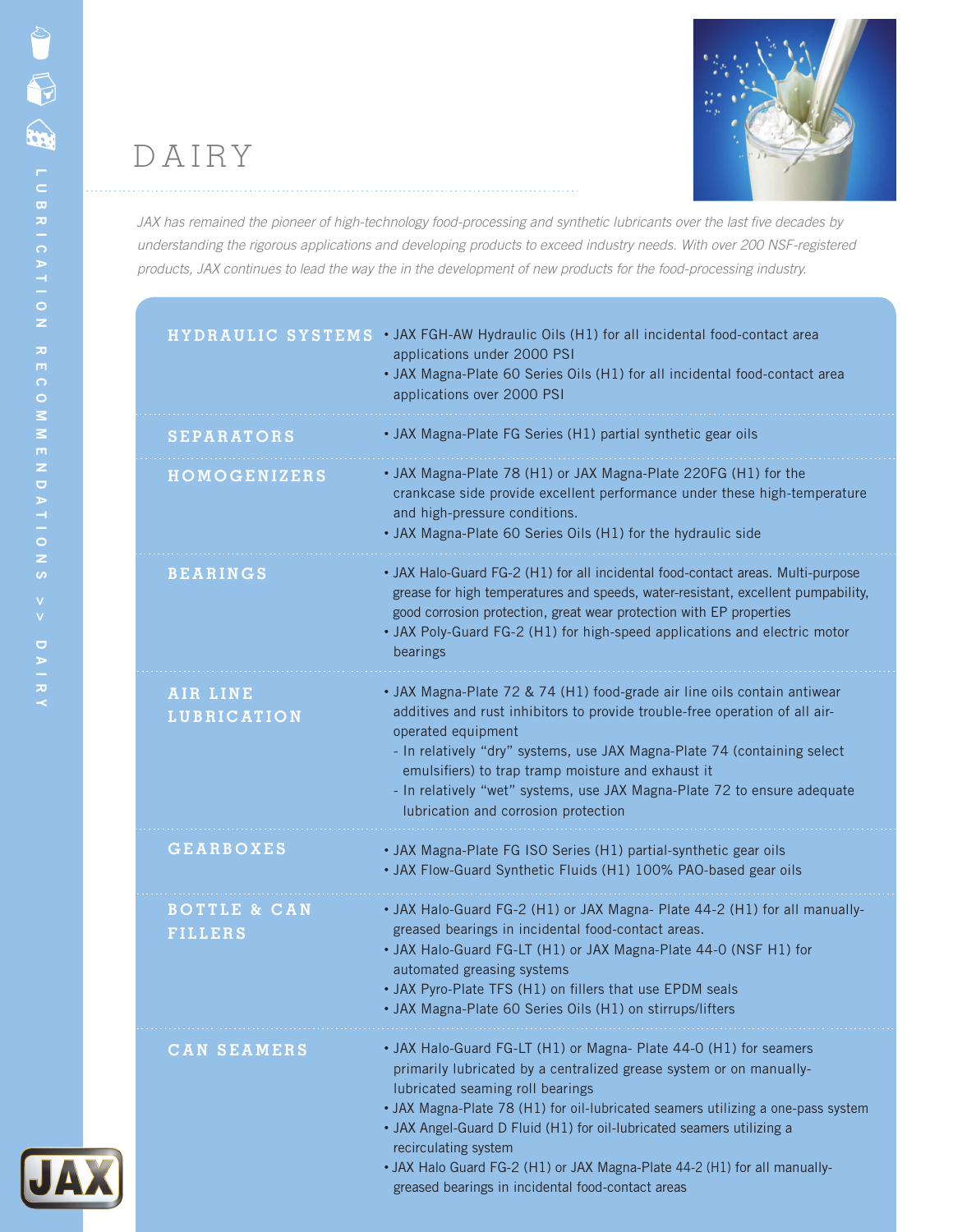# DAIRY

*JAX has remained the pioneer of high-technology food-processing and synthetic lubricants over the last five decades by understanding the rigorous applications and developing products to exceed industry needs. With over 200 NSF-registered products, JAX continues to lead the way the in the development of new products for the food-processing industry.*

## HYDRAULIC SYSTEMS

- JAX FGH-AW Hydraulic Oils (H1) for all incidental food-contact area applications under 2000 PSI
- JAX Magna-Plate 60 Series Oils (H1) for all incidental food-contact area applications over 2000 PSI

## SEPARATORS

- JAX Magna-Plate FG Series (H1) partial synthetic gear oils

## HOMOGENIZERS

- JAX Magna-Plate 78 (H1) or JAX Magna-Plate 220FG (H1) for the crankcase side provide excellent performance under these high-temperature and high-pressure conditions.
- JAX Magna-Plate 60 Series Oils (H1) for the hydraulic side

## BEARINGS

- JAX Halo-Guard FG-2 (H1) for all incidental food-contact areas. Multi-purpose grease for high temperatures and speeds, water-resistant, excellent pumpability, good corrosion protection, great wear protection with EP properties
- JAX Poly-Guard FG-2 (H1) for high-speed applications and electric motor bearings

## AIR LINE LUBRICATION

- JAX Magna-Plate 72 & 74 (H1) food-grade air line oils contain antiwear additives and rust inhibitors to provide trouble-free operation of all air-operated equipment
  - In relatively "dry" systems, use JAX Magna-Plate 74 (containing select emulsifiers) to trap tramp moisture and exhaust it
  - In relatively "wet" systems, use JAX Magna-Plate 72 to ensure adequate lubrication and corrosion protection

## GEARBOXES

- JAX Magna-Plate FG ISO Series (H1) partial-synthetic gear oils
- JAX Flow-Guard Synthetic Fluids (H1) 100% PAO-based gear oils

## BOTTLE & CAN FILLERS

- JAX Halo-Guard FG-2 (H1) or JAX Magna- Plate 44-2 (H1) for all manually-greased bearings in incidental food-contact areas.
- JAX Halo-Guard FG-LT (H1) or JAX Magna-Plate 44-0 (NSF H1) for automated greasing systems
- JAX Pyro-Plate TFS (H1) on fillers that use EPDM seals
- JAX Magna-Plate 60 Series Oils (H1) on stirrups/lifters

## CAN SEAMERS

- JAX Halo-Guard FG-LT (H1) or Magna- Plate 44-0 (H1) for seamers primarily lubricated by a centralized grease system or on manually-lubricated seaming roll bearings
- JAX Magna-Plate 78 (H1) for oil-lubricated seamers utilizing a one-pass system
- JAX Angel-Guard D Fluid (H1) for oil-lubricated seamers utilizing a recirculating system
- JAX Halo Guard FG-2 (H1) or JAX Magna-Plate 44-2 (H1) for all manually-greased bearings in incidental food-contact areas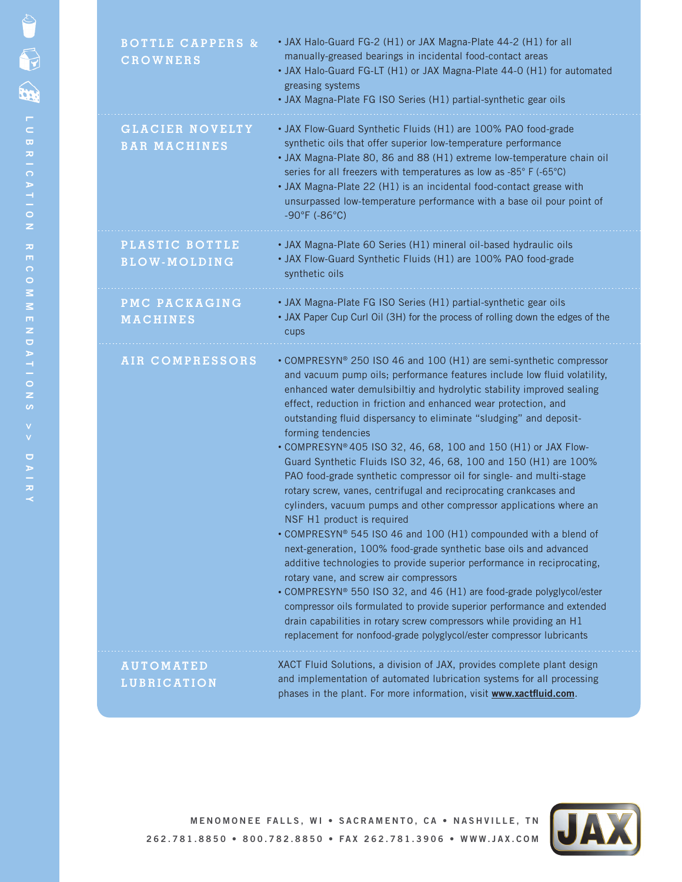## BOTTLE CAPPERS & CROWNERS

- JAX Halo-Guard FG-2 (H1) or JAX Magna-Plate 44-2 (H1) for all manually-greased bearings in incidental food-contact areas
- JAX Halo-Guard FG-LT (H1) or JAX Magna-Plate 44-0 (H1) for automated greasing systems
- JAX Magna-Plate FG ISO Series (H1) partial-synthetic gear oils

## GLACIER NOVELTY BAR MACHINES

- JAX Flow-Guard Synthetic Fluids (H1) are 100% PAO food-grade synthetic oils that offer superior low-temperature performance
- JAX Magna-Plate 80, 86 and 88 (H1) extreme low-temperature chain oil series for all freezers with temperatures as low as -85° F (-65°C)
- JAX Magna-Plate 22 (H1) is an incidental food-contact grease with unsurpassed low-temperature performance with a base oil pour point of -90°F (-86°C)

## PLASTIC BOTTLE BLOW-MOLDING

- JAX Magna-Plate 60 Series (H1) mineral oil-based hydraulic oils
- JAX Flow-Guard Synthetic Fluids (H1) are 100% PAO food-grade synthetic oils

## PMC PACKAGING MACHINES

- JAX Magna-Plate FG ISO Series (H1) partial-synthetic gear oils
- JAX Paper Cup Curl Oil (3H) for the process of rolling down the edges of the cups

## AIR COMPRESSORS

- COMPRESYN® 250 ISO 46 and 100 (H1) are semi-synthetic compressor and vacuum pump oils; performance features include low fluid volatility, enhanced water demulsibiltiy and hydrolytic stability improved sealing effect, reduction in friction and enhanced wear protection, and outstanding fluid dispersancy to eliminate "sludging" and deposit-forming tendencies
- COMPRESYN® 405 ISO 32, 46, 68, 100 and 150 (H1) or JAX Flow-Guard Synthetic Fluids ISO 32, 46, 68, 100 and 150 (H1) are 100% PAO food-grade synthetic compressor oil for single- and multi-stage rotary screw, vanes, centrifugal and reciprocating crankcases and cylinders, vacuum pumps and other compressor applications where an NSF H1 product is required
- COMPRESYN® 545 ISO 46 and 100 (H1) compounded with a blend of next-generation, 100% food-grade synthetic base oils and advanced additive technologies to provide superior performance in reciprocating, rotary vane, and screw air compressors
- COMPRESYN® 550 ISO 32, and 46 (H1) are food-grade polyglycol/ester compressor oils formulated to provide superior performance and extended drain capabilities in rotary screw compressors while providing an H1 replacement for nonfood-grade polyglycol/ester compressor lubricants

## AUTOMATED LUBRICATION

XACT Fluid Solutions, a division of JAX, provides complete plant design and implementation of automated lubrication systems for all processing phases in the plant. For more information, visit **www.xactfluid.com**.

MENOMONEE FALLS, WI • SACRAMENTO, CA • NASHVILLE, TN

262.781.8850 • 800.782.8850 • FAX 262.781.3906 • WWW.JAX.COM